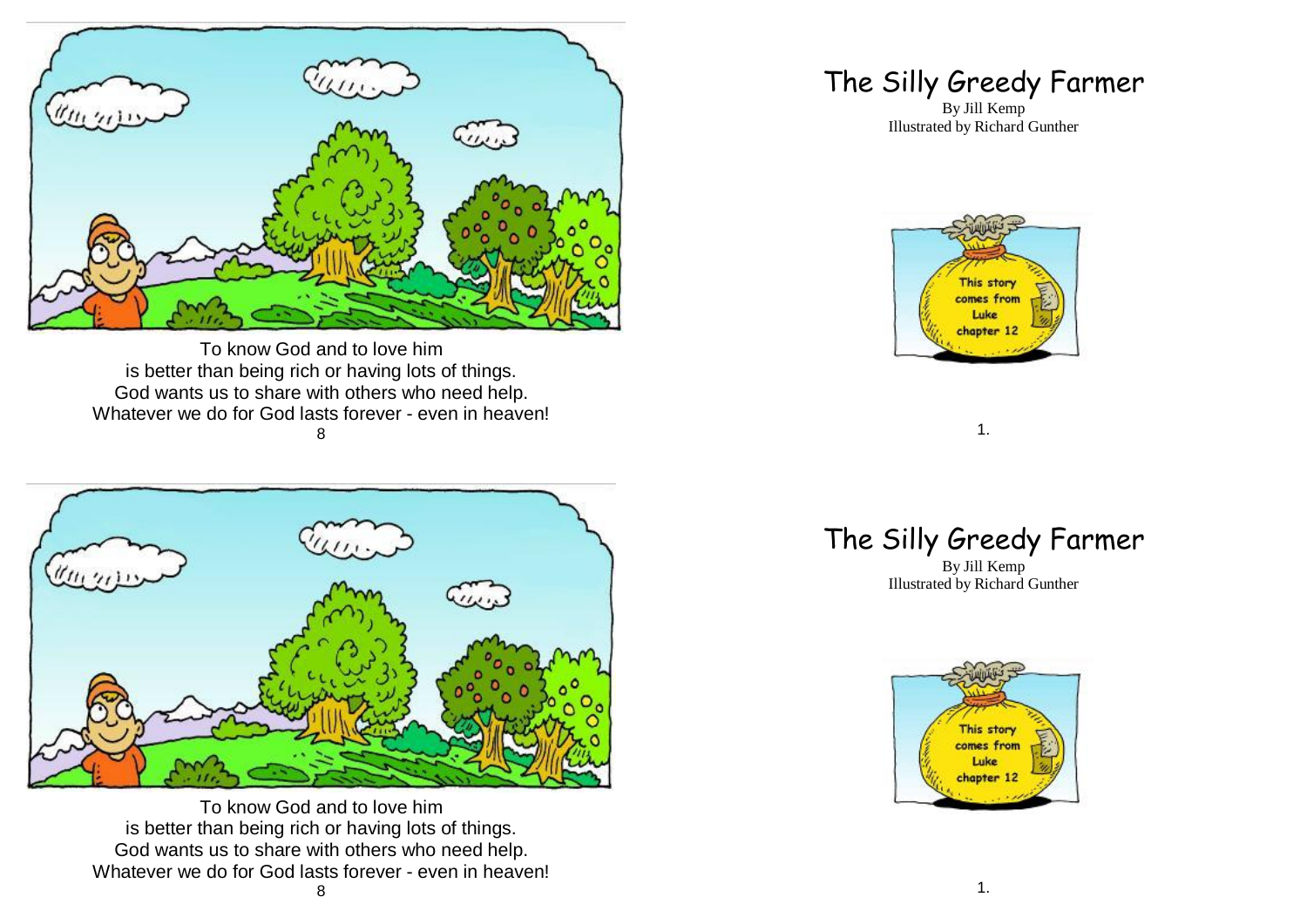To know God and to love him
is better than being rich or having lots of things.
God wants us to share with others who need help.
Whatever we do for God lasts forever - even in heaven!

# The Silly Greedy Farmer

By Jill Kemp
Illustrated by Richard Gunther

This story comes from Luke chapter 12

To know God and to love him
is better than being rich or having lots of things.
God wants us to share with others who need help.
Whatever we do for God lasts forever - even in heaven!

# The Silly Greedy Farmer

By Jill Kemp
Illustrated by Richard Gunther

This story comes from Luke chapter 12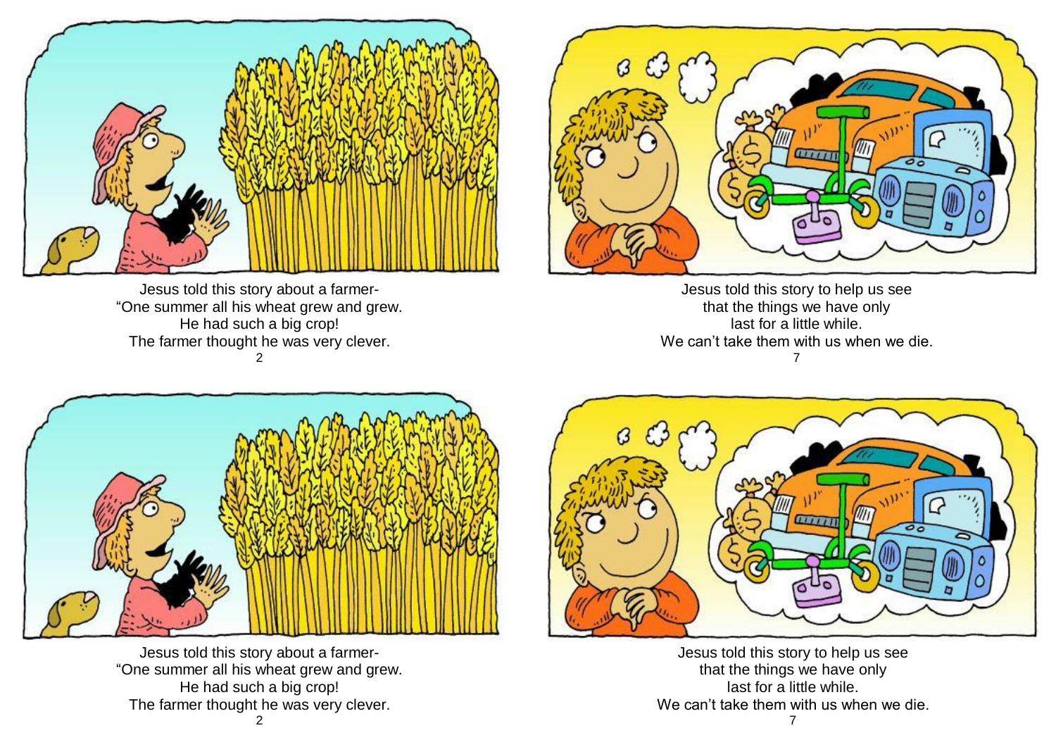Jesus told this story about a farmer-
“One summer all his wheat grew and grew.
He had such a big crop!
The farmer thought he was very clever.

Jesus told this story to help us see
that the things we have only
last for a little while.
We can’t take them with us when we die.

Jesus told this story about a farmer-
“One summer all his wheat grew and grew.
He had such a big crop!
The farmer thought he was very clever.

Jesus told this story to help us see
that the things we have only
last for a little while.
We can’t take them with us when we die.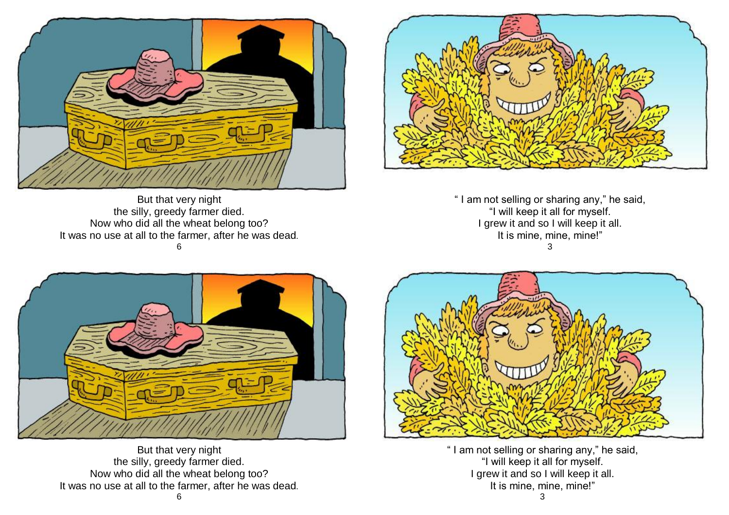But that very night
the silly, greedy farmer died.
Now who did all the wheat belong too?
It was no use at all to the farmer, after he was dead.

" I am not selling or sharing any," he said,
"I will keep it all for myself.
I grew it and so I will keep it all.
It is mine, mine, mine!"

But that very night
the silly, greedy farmer died.
Now who did all the wheat belong too?
It was no use at all to the farmer, after he was dead.

" I am not selling or sharing any," he said,
"I will keep it all for myself.
I grew it and so I will keep it all.
It is mine, mine, mine!"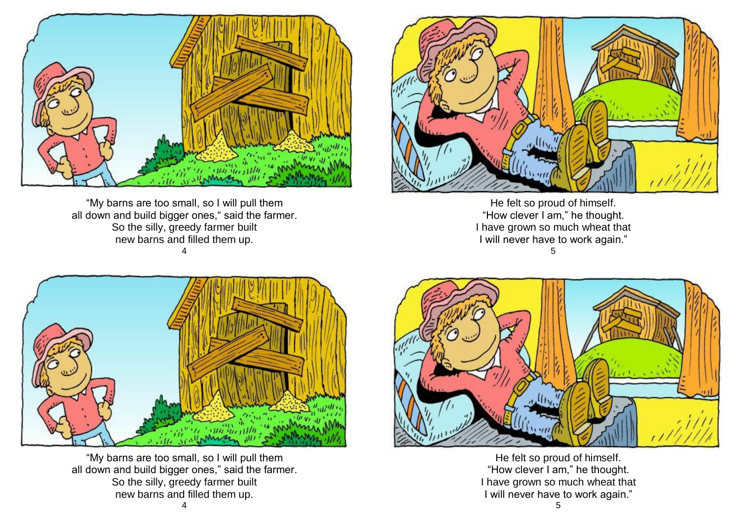“My barns are too small, so I will pull them all down and build bigger ones,“ said the farmer. So the silly, greedy farmer built new barns and filled them up.

He felt so proud of himself. “How clever I am,” he thought. I have grown so much wheat that I will never have to work again.”

“My barns are too small, so I will pull them all down and build bigger ones,” said the farmer. So the silly, greedy farmer built new barns and filled them up.

He felt so proud of himself. “How clever I am,” he thought. I have grown so much wheat that I will never have to work again.”